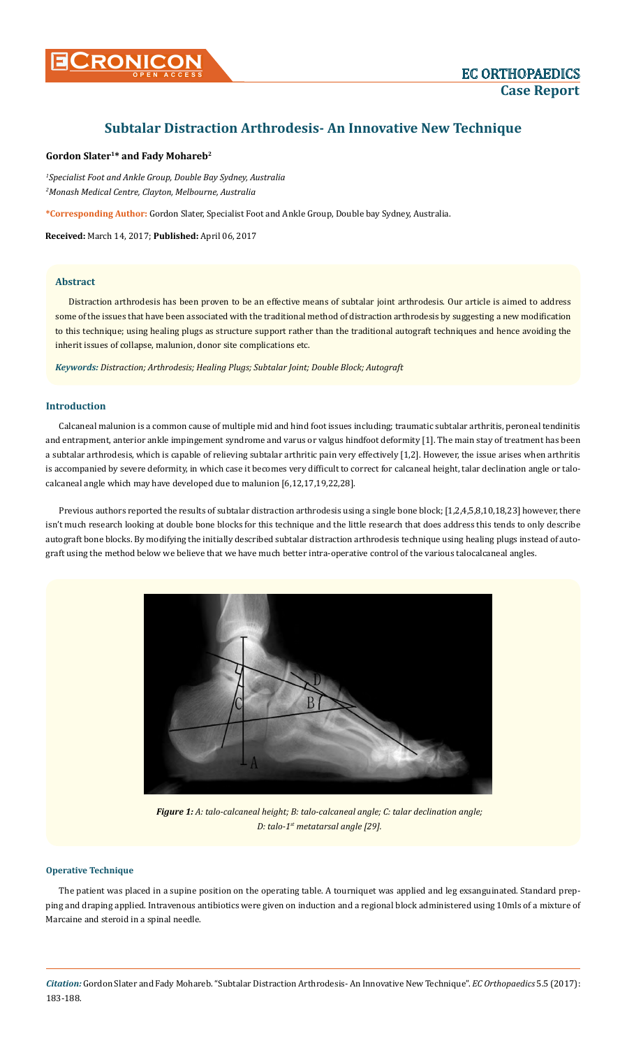# Subtalar Distraction Arthrodesis- An Innovative New Technique

**Gordon Slater[1]* and Fady Mohareb[2]**

*[1]Specialist Foot and Ankle Group, Double Bay Sydney, Australia*
*[2]Monash Medical Centre, Clayton, Melbourne, Australia*

**\*Corresponding Author:** Gordon Slater, Specialist Foot and Ankle Group, Double bay Sydney, Australia.

**Received:** March 14, 2017; **Published:** April 06, 2017

### Abstract

Distraction arthrodesis has been proven to be an effective means of subtalar joint arthrodesis. Our article is aimed to address some of the issues that have been associated with the traditional method of distraction arthrodesis by suggesting a new modification to this technique; using healing plugs as structure support rather than the traditional autograft techniques and hence avoiding the inherit issues of collapse, malunion, donor site complications etc.

***Keywords:** Distraction; Arthrodesis; Healing Plugs; Subtalar Joint; Double Block; Autograft*

### Introduction

Calcaneal malunion is a common cause of multiple mid and hind foot issues including; traumatic subtalar arthritis, peroneal tendinitis and entrapment, anterior ankle impingement syndrome and varus or valgus hindfoot deformity [1]. The main stay of treatment has been a subtalar arthrodesis, which is capable of relieving subtalar arthritic pain very effectively [1,2]. However, the issue arises when arthritis is accompanied by severe deformity, in which case it becomes very difficult to correct for calcaneal height, talar declination angle or talo-calcaneal angle which may have developed due to malunion [6,12,17,19,22,28].

Previous authors reported the results of subtalar distraction arthrodesis using a single bone block; [1,2,4,5,8,10,18,23] however, there isn't much research looking at double bone blocks for this technique and the little research that does address this tends to only describe autograft bone blocks. By modifying the initially described subtalar distraction arthrodesis technique using healing plugs instead of autograft using the method below we believe that we have much better intra-operative control of the various talocalcaneal angles.

***Figure 1:** A: talo-calcaneal height; B: talo-calcaneal angle; C: talar declination angle; D: talo-1st metatarsal angle [29].*

#### Operative Technique

The patient was placed in a supine position on the operating table. A tourniquet was applied and leg exsanguinated. Standard prepping and draping applied. Intravenous antibiotics were given on induction and a regional block administered using 10mls of a mixture of Marcaine and steroid in a spinal needle.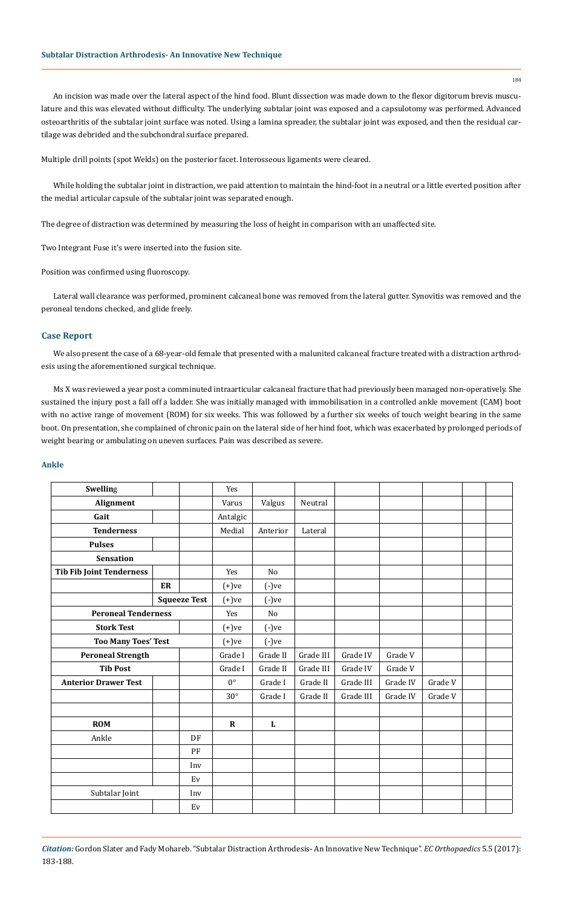An incision was made over the lateral aspect of the hind food. Blunt dissection was made down to the flexor digitorum brevis musculature and this was elevated without difficulty. The underlying subtalar joint was exposed and a capsulotomy was performed. Advanced osteoarthritis of the subtalar joint surface was noted. Using a lamina spreader, the subtalar joint was exposed, and then the residual cartilage was debrided and the subchondral surface prepared.

Multiple drill points (spot Welds) on the posterior facet. Interosseous ligaments were cleared.

While holding the subtalar joint in distraction, we paid attention to maintain the hind-foot in a neutral or a little everted position after the medial articular capsule of the subtalar joint was separated enough.

The degree of distraction was determined by measuring the loss of height in comparison with an unaffected site.

Two Integrant Fuse it's were inserted into the fusion site.

Position was confirmed using fluoroscopy.

Lateral wall clearance was performed, prominent calcaneal bone was removed from the lateral gutter. Synovitis was removed and the peroneal tendons checked, and glide freely.

## Case Report

We also present the case of a 68-year-old female that presented with a malunited calcaneal fracture treated with a distraction arthrodesis using the aforementioned surgical technique.

Ms X was reviewed a year post a comminuted intraarticular calcaneal fracture that had previously been managed non-operatively. She sustained the injury post a fall off a ladder. She was initially managed with immobilisation in a controlled ankle movement (CAM) boot with no active range of movement (ROM) for six weeks. This was followed by a further six weeks of touch weight bearing in the same boot. On presentation, she complained of chronic pain on the lateral side of her hind foot, which was exacerbated by prolonged periods of weight bearing or ambulating on uneven surfaces. Pain was described as severe.

### Ankle

| **Swelling** | | | Yes | | | | | | | |
|---|---|---|---|---|---|---|---|---|---|---|
| **Alignment** | | | Varus | Valgus | Neutral | | | | | |
| **Gait** | | | Antalgic | | | | | | | |
| **Tenderness** | | | Medial | Anterior | Lateral | | | | | |
| **Pulses** | | | | | | | | | | |
| **Sensation** | | | | | | | | | | |
| **Tib Fib Joint Tenderness** | | | Yes | No | | | | | | |
| | **ER** | | (+)ve | (-)ve | | | | | | |
| | **Squeeze Test** | | (+)ve | (-)ve | | | | | | |
| **Peroneal Tenderness** | | | Yes | No | | | | | | |
| **Stork Test** | | | (+)ve | (-)ve | | | | | | |
| **Too Many Toes' Test** | | | (+)ve | (-)ve | | | | | | |
| **Peroneal Strength** | | | Grade I | Grade II | Grade III | Grade IV | Grade V | | | |
| **Tib Post** | | | Grade I | Grade II | Grade III | Grade IV | Grade V | | | |
| **Anterior Drawer Test** | | | 0° | Grade I | Grade II | Grade III | Grade IV | Grade V | | |
| | | | 30° | Grade I | Grade II | Grade III | Grade IV | Grade V | | |
| | | | | | | | | | | |
| **ROM** | | | **R** | **L** | | | | | | |
| Ankle | | DF | | | | | | | | |
| | | PF | | | | | | | | |
| | | Inv | | | | | | | | |
| | | Ev | | | | | | | | |
| Subtalar Joint | | Inv | | | | | | | | |
| | | Ev | | | | | | | | |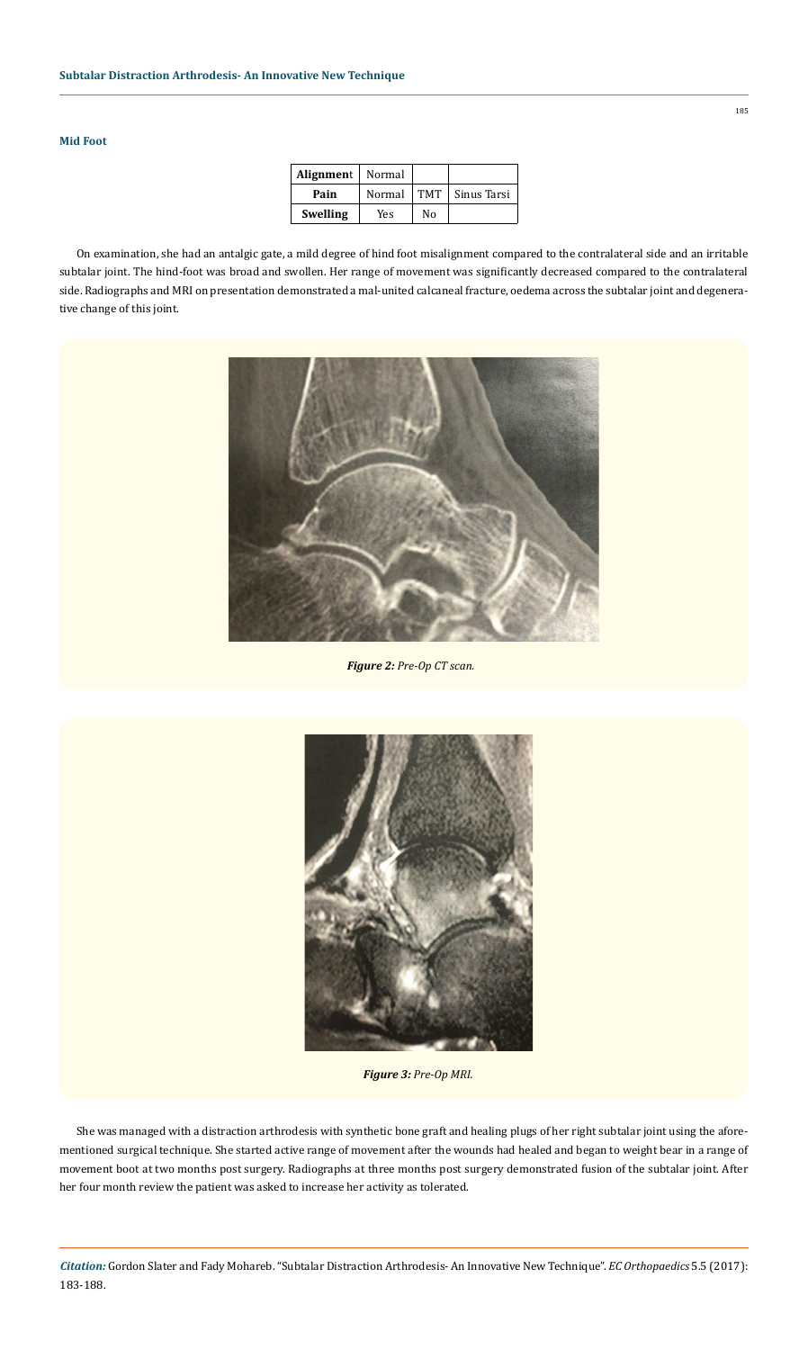**Mid Foot**

| Alignment | Normal | | |
|---|---|---|---|
| Pain | Normal | TMT | Sinus Tarsi |
| Swelling | Yes | No | |

On examination, she had an antalgic gate, a mild degree of hind foot misalignment compared to the contralateral side and an irritable subtalar joint. The hind-foot was broad and swollen. Her range of movement was significantly decreased compared to the contralateral side. Radiographs and MRI on presentation demonstrated a mal-united calcaneal fracture, oedema across the subtalar joint and degenerative change of this joint.

***Figure 2:*** *Pre-Op CT scan.*

***Figure 3:*** *Pre-Op MRI.*

She was managed with a distraction arthrodesis with synthetic bone graft and healing plugs of her right subtalar joint using the aforementioned surgical technique. She started active range of movement after the wounds had healed and began to weight bear in a range of movement boot at two months post surgery. Radiographs at three months post surgery demonstrated fusion of the subtalar joint. After her four month review the patient was asked to increase her activity as tolerated.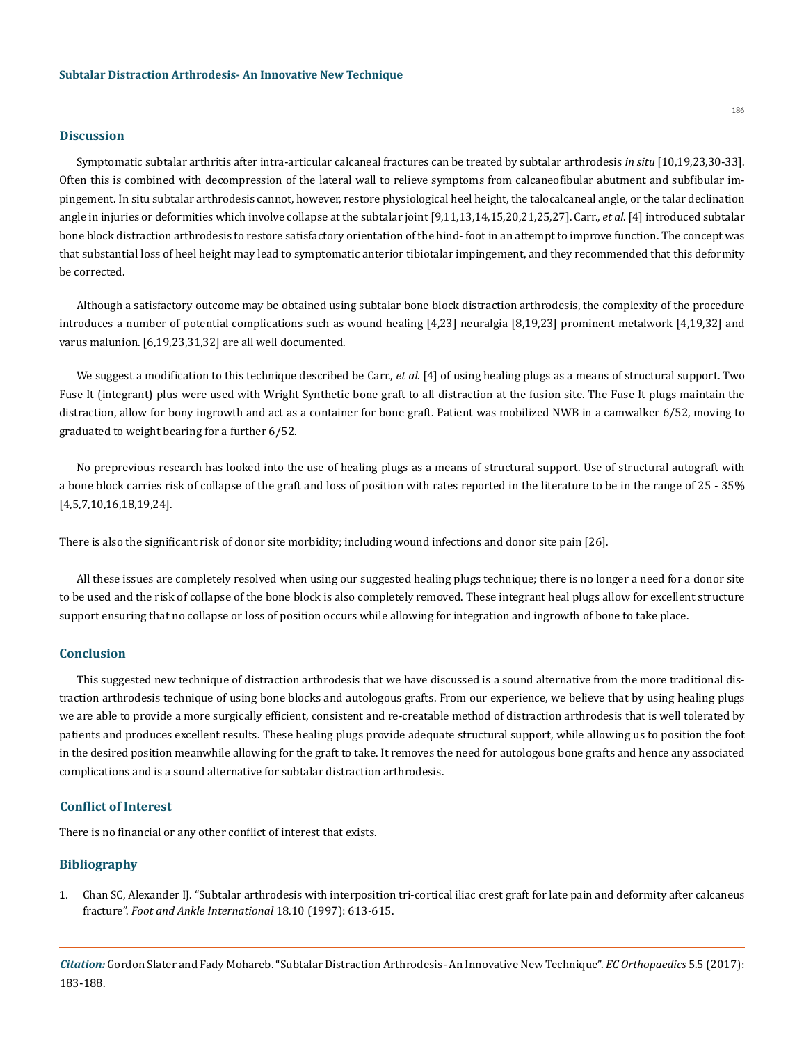## Discussion

Symptomatic subtalar arthritis after intra-articular calcaneal fractures can be treated by subtalar arthrodesis *in situ* [10,19,23,30-33]. Often this is combined with decompression of the lateral wall to relieve symptoms from calcaneofibular abutment and subfibular impingement. In situ subtalar arthrodesis cannot, however, restore physiological heel height, the talocalcaneal angle, or the talar declination angle in injuries or deformities which involve collapse at the subtalar joint [9,11,13,14,15,20,21,25,27]. Carr., *et al.* [4] introduced subtalar bone block distraction arthrodesis to restore satisfactory orientation of the hind- foot in an attempt to improve function. The concept was that substantial loss of heel height may lead to symptomatic anterior tibiotalar impingement, and they recommended that this deformity be corrected.

Although a satisfactory outcome may be obtained using subtalar bone block distraction arthrodesis, the complexity of the procedure introduces a number of potential complications such as wound healing [4,23] neuralgia [8,19,23] prominent metalwork [4,19,32] and varus malunion. [6,19,23,31,32] are all well documented.

We suggest a modification to this technique described be Carr., *et al.* [4] of using healing plugs as a means of structural support. Two Fuse It (integrant) plus were used with Wright Synthetic bone graft to all distraction at the fusion site. The Fuse It plugs maintain the distraction, allow for bony ingrowth and act as a container for bone graft. Patient was mobilized NWB in a camwalker 6/52, moving to graduated to weight bearing for a further 6/52.

No preprevious research has looked into the use of healing plugs as a means of structural support. Use of structural autograft with a bone block carries risk of collapse of the graft and loss of position with rates reported in the literature to be in the range of 25 - 35% [4,5,7,10,16,18,19,24].

There is also the significant risk of donor site morbidity; including wound infections and donor site pain [26].

All these issues are completely resolved when using our suggested healing plugs technique; there is no longer a need for a donor site to be used and the risk of collapse of the bone block is also completely removed. These integrant heal plugs allow for excellent structure support ensuring that no collapse or loss of position occurs while allowing for integration and ingrowth of bone to take place.

## Conclusion

This suggested new technique of distraction arthrodesis that we have discussed is a sound alternative from the more traditional distraction arthrodesis technique of using bone blocks and autologous grafts. From our experience, we believe that by using healing plugs we are able to provide a more surgically efficient, consistent and re-creatable method of distraction arthrodesis that is well tolerated by patients and produces excellent results. These healing plugs provide adequate structural support, while allowing us to position the foot in the desired position meanwhile allowing for the graft to take. It removes the need for autologous bone grafts and hence any associated complications and is a sound alternative for subtalar distraction arthrodesis.

## Conflict of Interest

There is no financial or any other conflict of interest that exists.

## Bibliography

1. Chan SC, Alexander IJ. "Subtalar arthrodesis with interposition tri-cortical iliac crest graft for late pain and deformity after calcaneus fracture". *Foot and Ankle International* 18.10 (1997): 613-615.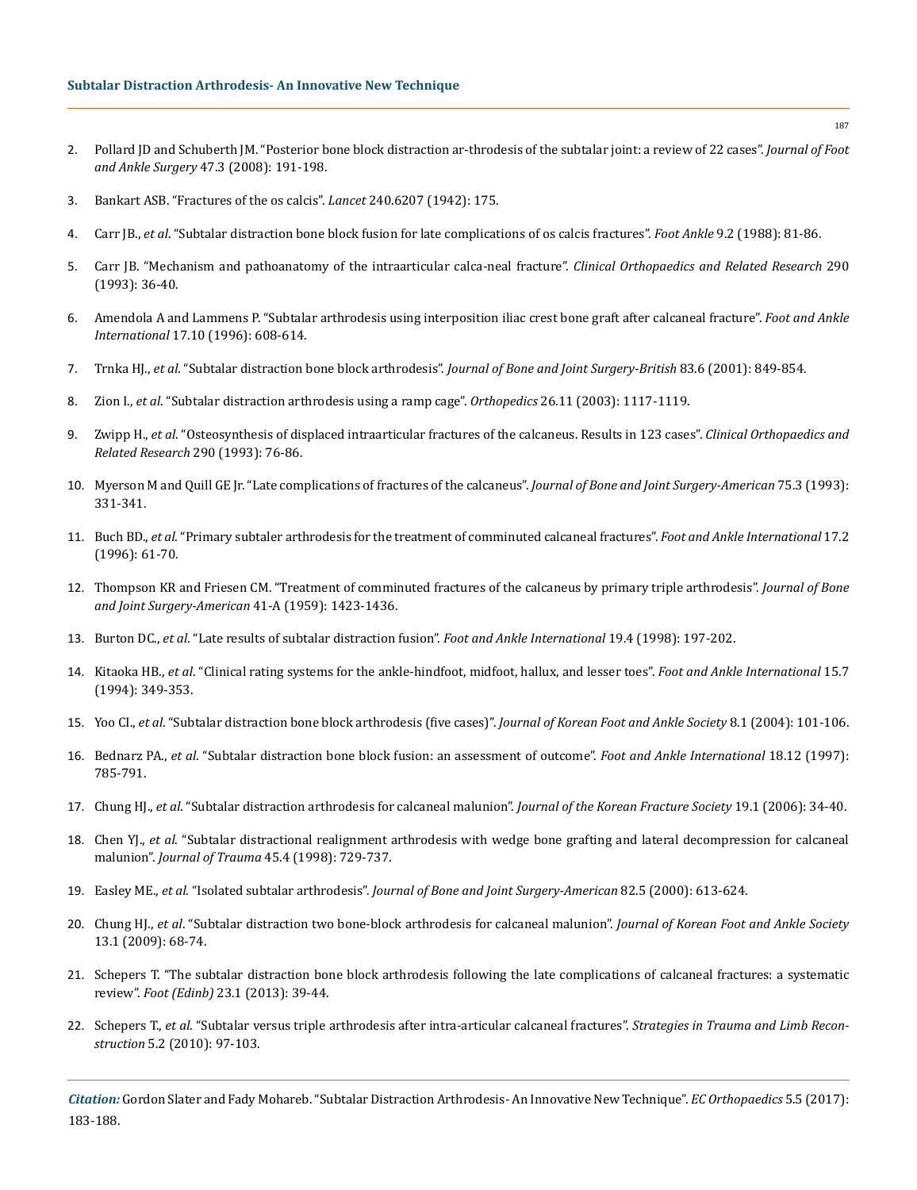2. Pollard JD and Schuberth JM. "Posterior bone block distraction ar-throdesis of the subtalar joint: a review of 22 cases". *Journal of Foot and Ankle Surgery* 47.3 (2008): 191-198.

3. Bankart ASB. "Fractures of the os calcis". *Lancet* 240.6207 (1942): 175.

4. Carr JB., *et al*. "Subtalar distraction bone block fusion for late complications of os calcis fractures". *Foot Ankle* 9.2 (1988): 81-86.

5. Carr JB. "Mechanism and pathoanatomy of the intraarticular calca-neal fracture". *Clinical Orthopaedics and Related Research* 290 (1993): 36-40.

6. Amendola A and Lammens P. "Subtalar arthrodesis using interposition iliac crest bone graft after calcaneal fracture". *Foot and Ankle International* 17.10 (1996): 608-614.

7. Trnka HJ., *et al*. "Subtalar distraction bone block arthrodesis". *Journal of Bone and Joint Surgery-British* 83.6 (2001): 849-854.

8. Zion I., *et al*. "Subtalar distraction arthrodesis using a ramp cage". *Orthopedics* 26.11 (2003): 1117-1119.

9. Zwipp H., *et al*. "Osteosynthesis of displaced intraarticular fractures of the calcaneus. Results in 123 cases". *Clinical Orthopaedics and Related Research* 290 (1993): 76-86.

10. Myerson M and Quill GE Jr. "Late complications of fractures of the calcaneus". *Journal of Bone and Joint Surgery-American* 75.3 (1993): 331-341.

11. Buch BD., *et al*. "Primary subtaler arthrodesis for the treatment of comminuted calcaneal fractures". *Foot and Ankle International* 17.2 (1996): 61-70.

12. Thompson KR and Friesen CM. "Treatment of comminuted fractures of the calcaneus by primary triple arthrodesis". *Journal of Bone and Joint Surgery-American* 41-A (1959): 1423-1436.

13. Burton DC., *et al*. "Late results of subtalar distraction fusion". *Foot and Ankle International* 19.4 (1998): 197-202.

14. Kitaoka HB., *et al*. "Clinical rating systems for the ankle-hindfoot, midfoot, hallux, and lesser toes". *Foot and Ankle International* 15.7 (1994): 349-353.

15. Yoo CI., *et al*. "Subtalar distraction bone block arthrodesis (five cases)". *Journal of Korean Foot and Ankle Society* 8.1 (2004): 101-106.

16. Bednarz PA., *et al*. "Subtalar distraction bone block fusion: an assessment of outcome". *Foot and Ankle International* 18.12 (1997): 785-791.

17. Chung HJ., *et al*. "Subtalar distraction arthrodesis for calcaneal malunion". *Journal of the Korean Fracture Society* 19.1 (2006): 34-40.

18. Chen YJ., *et al*. "Subtalar distractional realignment arthrodesis with wedge bone grafting and lateral decompression for calcaneal malunion". *Journal of Trauma* 45.4 (1998): 729-737.

19. Easley ME., *et al*. "Isolated subtalar arthrodesis". *Journal of Bone and Joint Surgery-American* 82.5 (2000): 613-624.

20. Chung HJ., *et al*. "Subtalar distraction two bone-block arthrodesis for calcaneal malunion". *Journal of Korean Foot and Ankle Society* 13.1 (2009): 68-74.

21. Schepers T. "The subtalar distraction bone block arthrodesis following the late complications of calcaneal fractures: a systematic review". *Foot (Edinb)* 23.1 (2013): 39-44.

22. Schepers T., *et al*. "Subtalar versus triple arthrodesis after intra-articular calcaneal fractures". *Strategies in Trauma and Limb Reconstruction* 5.2 (2010): 97-103.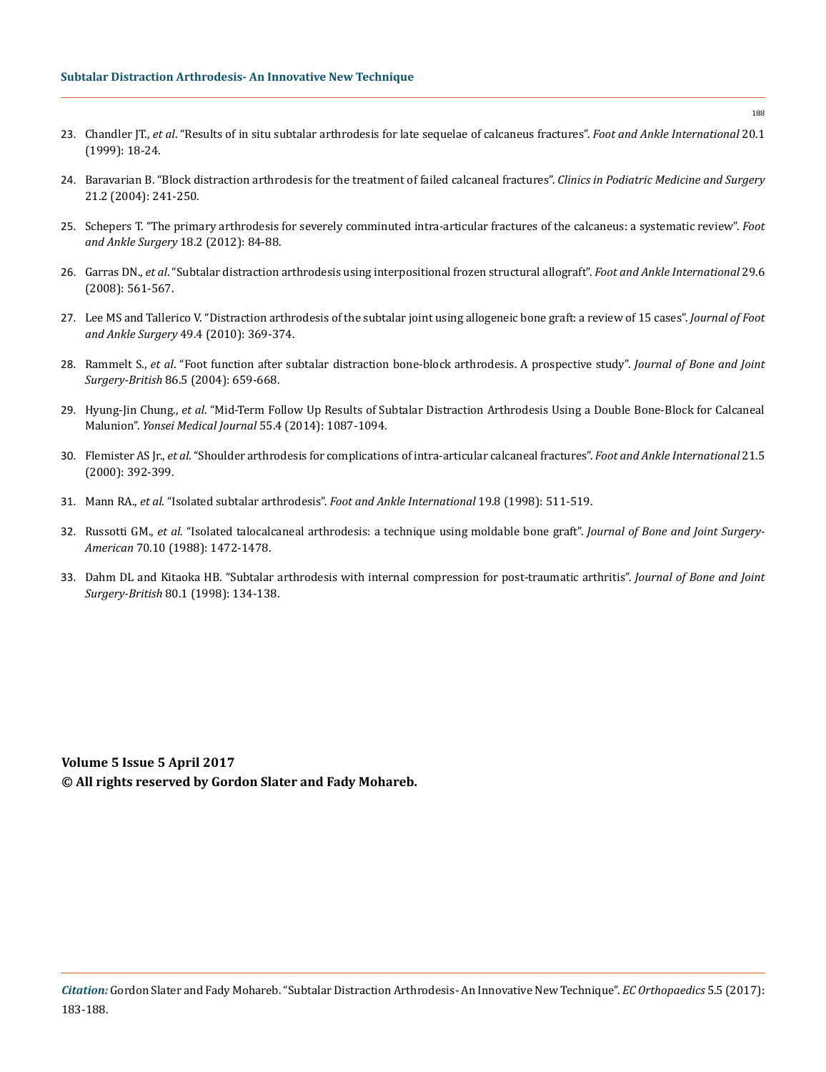23. Chandler JT., *et al*. "Results of in situ subtalar arthrodesis for late sequelae of calcaneus fractures". *Foot and Ankle International* 20.1 (1999): 18-24.

24. Baravarian B. "Block distraction arthrodesis for the treatment of failed calcaneal fractures". *Clinics in Podiatric Medicine and Surgery* 21.2 (2004): 241-250.

25. Schepers T. "The primary arthrodesis for severely comminuted intra-articular fractures of the calcaneus: a systematic review". *Foot and Ankle Surgery* 18.2 (2012): 84-88.

26. Garras DN., *et al*. "Subtalar distraction arthrodesis using interpositional frozen structural allograft". *Foot and Ankle International* 29.6 (2008): 561-567.

27. Lee MS and Tallerico V. "Distraction arthrodesis of the subtalar joint using allogeneic bone graft: a review of 15 cases". *Journal of Foot and Ankle Surgery* 49.4 (2010): 369-374.

28. Rammelt S., *et al*. "Foot function after subtalar distraction bone-block arthrodesis. A prospective study". *Journal of Bone and Joint Surgery-British* 86.5 (2004): 659-668.

29. Hyung-Jin Chung., *et al*. "Mid-Term Follow Up Results of Subtalar Distraction Arthrodesis Using a Double Bone-Block for Calcaneal Malunion". *Yonsei Medical Journal* 55.4 (2014): 1087-1094.

30. Flemister AS Jr., *et al*. "Shoulder arthrodesis for complications of intra-articular calcaneal fractures". *Foot and Ankle International* 21.5 (2000): 392-399.

31. Mann RA., *et al*. "Isolated subtalar arthrodesis". *Foot and Ankle International* 19.8 (1998): 511-519.

32. Russotti GM., *et al*. "Isolated talocalcaneal arthrodesis: a technique using moldable bone graft". *Journal of Bone and Joint Surgery-American* 70.10 (1988): 1472-1478.

33. Dahm DL and Kitaoka HB. "Subtalar arthrodesis with internal compression for post-traumatic arthritis". *Journal of Bone and Joint Surgery-British* 80.1 (1998): 134-138.

**Volume 5 Issue 5 April 2017**
**© All rights reserved by Gordon Slater and Fady Mohareb.**